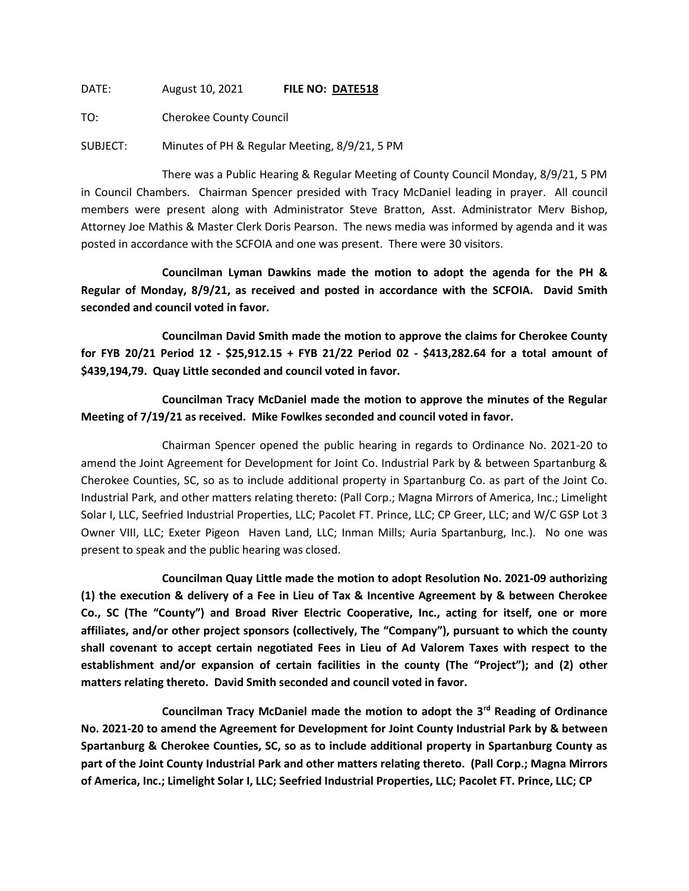DATE: August 10, 2021 **FILE NO: DATE518**

TO: Cherokee County Council

SUBJECT: Minutes of PH & Regular Meeting, 8/9/21, 5 PM

There was a Public Hearing & Regular Meeting of County Council Monday, 8/9/21, 5 PM in Council Chambers. Chairman Spencer presided with Tracy McDaniel leading in prayer. All council members were present along with Administrator Steve Bratton, Asst. Administrator Merv Bishop, Attorney Joe Mathis & Master Clerk Doris Pearson. The news media was informed by agenda and it was posted in accordance with the SCFOIA and one was present. There were 30 visitors.

**Councilman Lyman Dawkins made the motion to adopt the agenda for the PH & Regular of Monday, 8/9/21, as received and posted in accordance with the SCFOIA. David Smith seconded and council voted in favor.**

**Councilman David Smith made the motion to approve the claims for Cherokee County for FYB 20/21 Period 12 - $25,912.15 + FYB 21/22 Period 02 - $413,282.64 for a total amount of $439,194,79. Quay Little seconded and council voted in favor.**

**Councilman Tracy McDaniel made the motion to approve the minutes of the Regular Meeting of 7/19/21 as received. Mike Fowlkes seconded and council voted in favor.**

Chairman Spencer opened the public hearing in regards to Ordinance No. 2021-20 to amend the Joint Agreement for Development for Joint Co. Industrial Park by & between Spartanburg & Cherokee Counties, SC, so as to include additional property in Spartanburg Co. as part of the Joint Co. Industrial Park, and other matters relating thereto: (Pall Corp.; Magna Mirrors of America, Inc.; Limelight Solar I, LLC, Seefried Industrial Properties, LLC; Pacolet FT. Prince, LLC; CP Greer, LLC; and W/C GSP Lot 3 Owner VIII, LLC; Exeter Pigeon Haven Land, LLC; Inman Mills; Auria Spartanburg, Inc.). No one was present to speak and the public hearing was closed.

**Councilman Quay Little made the motion to adopt Resolution No. 2021-09 authorizing (1) the execution & delivery of a Fee in Lieu of Tax & Incentive Agreement by & between Cherokee Co., SC (The "County") and Broad River Electric Cooperative, Inc., acting for itself, one or more affiliates, and/or other project sponsors (collectively, The "Company"), pursuant to which the county shall covenant to accept certain negotiated Fees in Lieu of Ad Valorem Taxes with respect to the establishment and/or expansion of certain facilities in the county (The "Project"); and (2) other matters relating thereto. David Smith seconded and council voted in favor.**

**Councilman Tracy McDaniel made the motion to adopt the 3rd Reading of Ordinance No. 2021-20 to amend the Agreement for Development for Joint County Industrial Park by & between Spartanburg & Cherokee Counties, SC, so as to include additional property in Spartanburg County as part of the Joint County Industrial Park and other matters relating thereto. (Pall Corp.; Magna Mirrors of America, Inc.; Limelight Solar I, LLC; Seefried Industrial Properties, LLC; Pacolet FT. Prince, LLC; CP**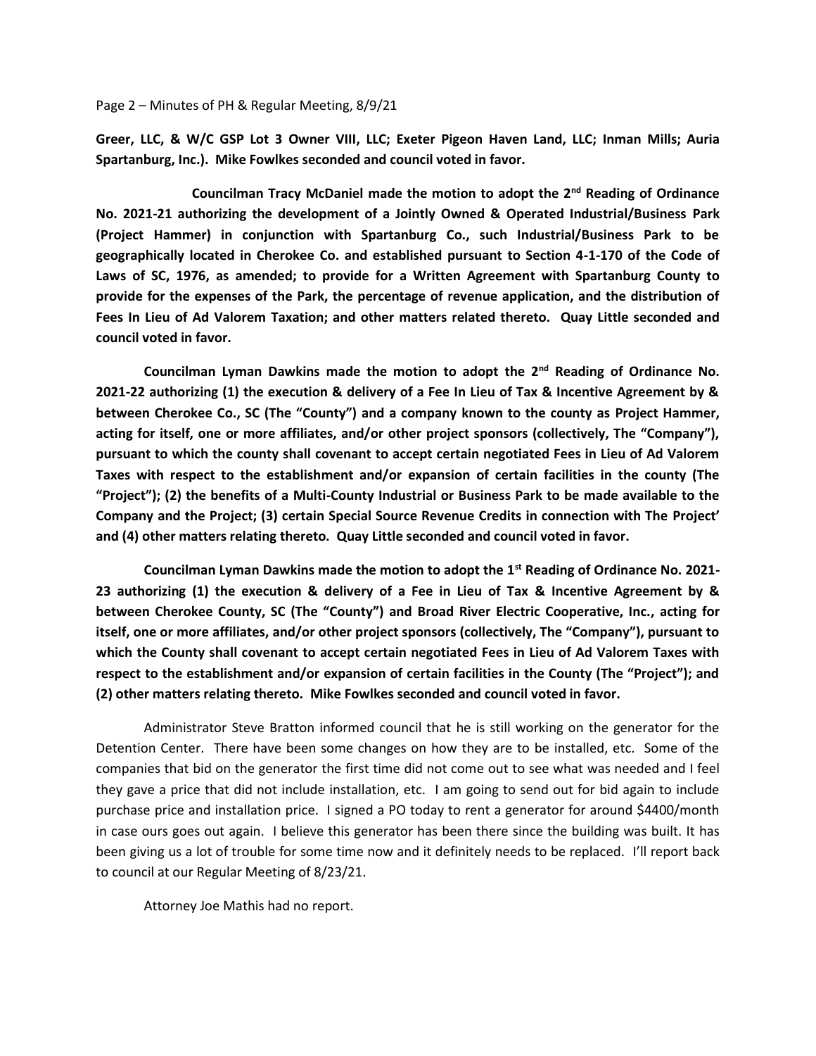**Greer, LLC, & W/C GSP Lot 3 Owner VIII, LLC; Exeter Pigeon Haven Land, LLC; Inman Mills; Auria Spartanburg, Inc.). Mike Fowlkes seconded and council voted in favor.**

**Councilman Tracy McDaniel made the motion to adopt the 2nd Reading of Ordinance No. 2021-21 authorizing the development of a Jointly Owned & Operated Industrial/Business Park (Project Hammer) in conjunction with Spartanburg Co., such Industrial/Business Park to be geographically located in Cherokee Co. and established pursuant to Section 4-1-170 of the Code of Laws of SC, 1976, as amended; to provide for a Written Agreement with Spartanburg County to provide for the expenses of the Park, the percentage of revenue application, and the distribution of Fees In Lieu of Ad Valorem Taxation; and other matters related thereto. Quay Little seconded and council voted in favor.**

**Councilman Lyman Dawkins made the motion to adopt the 2nd Reading of Ordinance No. 2021-22 authorizing (1) the execution & delivery of a Fee In Lieu of Tax & Incentive Agreement by & between Cherokee Co., SC (The "County") and a company known to the county as Project Hammer, acting for itself, one or more affiliates, and/or other project sponsors (collectively, The "Company"), pursuant to which the county shall covenant to accept certain negotiated Fees in Lieu of Ad Valorem Taxes with respect to the establishment and/or expansion of certain facilities in the county (The "Project"); (2) the benefits of a Multi-County Industrial or Business Park to be made available to the Company and the Project; (3) certain Special Source Revenue Credits in connection with The Project' and (4) other matters relating thereto. Quay Little seconded and council voted in favor.**

**Councilman Lyman Dawkins made the motion to adopt the 1st Reading of Ordinance No. 2021-23 authorizing (1) the execution & delivery of a Fee in Lieu of Tax & Incentive Agreement by & between Cherokee County, SC (The "County") and Broad River Electric Cooperative, Inc., acting for itself, one or more affiliates, and/or other project sponsors (collectively, The "Company"), pursuant to which the County shall covenant to accept certain negotiated Fees in Lieu of Ad Valorem Taxes with respect to the establishment and/or expansion of certain facilities in the County (The "Project"); and (2) other matters relating thereto. Mike Fowlkes seconded and council voted in favor.**

Administrator Steve Bratton informed council that he is still working on the generator for the Detention Center. There have been some changes on how they are to be installed, etc. Some of the companies that bid on the generator the first time did not come out to see what was needed and I feel they gave a price that did not include installation, etc. I am going to send out for bid again to include purchase price and installation price. I signed a PO today to rent a generator for around $4400/month in case ours goes out again. I believe this generator has been there since the building was built. It has been giving us a lot of trouble for some time now and it definitely needs to be replaced. I'll report back to council at our Regular Meeting of 8/23/21.

Attorney Joe Mathis had no report.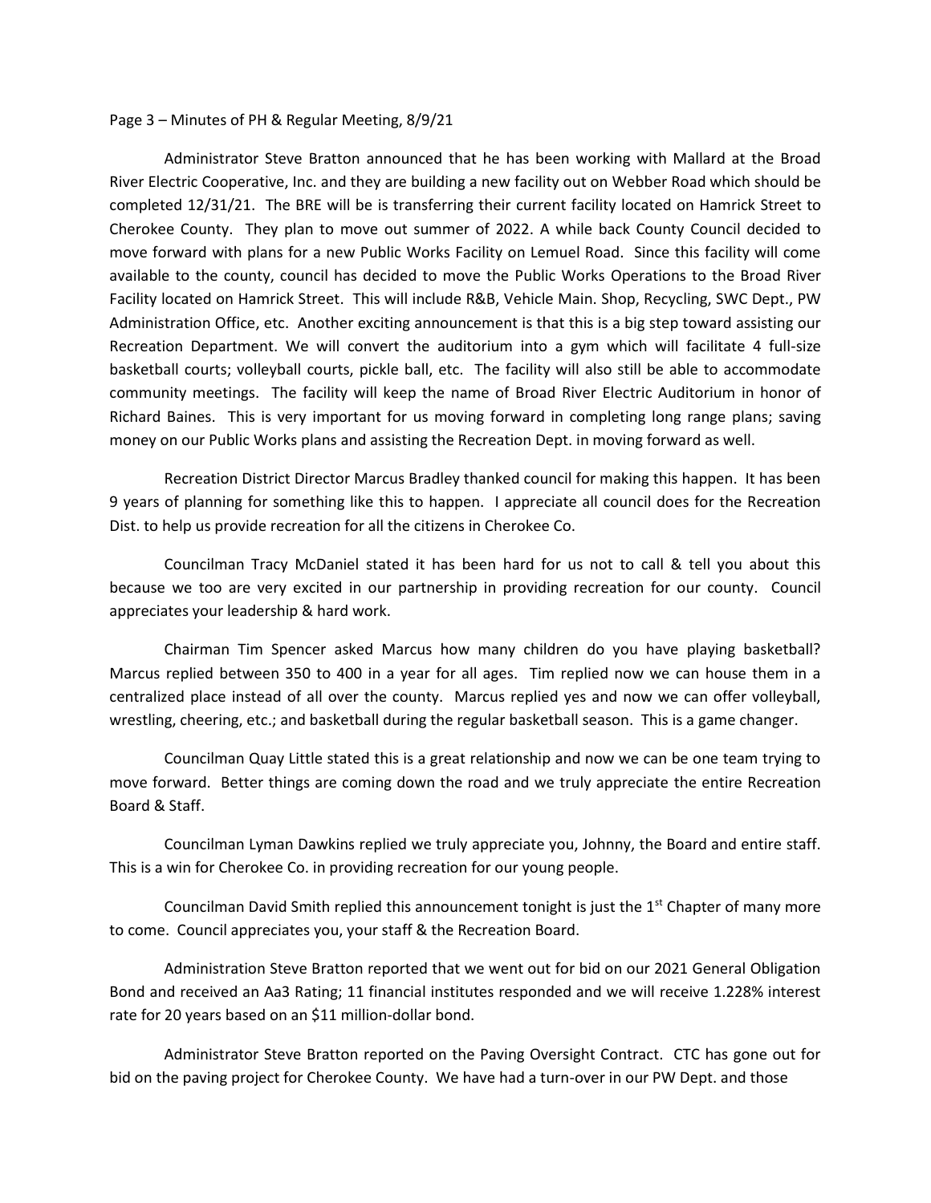Administrator Steve Bratton announced that he has been working with Mallard at the Broad River Electric Cooperative, Inc. and they are building a new facility out on Webber Road which should be completed 12/31/21. The BRE will be is transferring their current facility located on Hamrick Street to Cherokee County. They plan to move out summer of 2022. A while back County Council decided to move forward with plans for a new Public Works Facility on Lemuel Road. Since this facility will come available to the county, council has decided to move the Public Works Operations to the Broad River Facility located on Hamrick Street. This will include R&B, Vehicle Main. Shop, Recycling, SWC Dept., PW Administration Office, etc. Another exciting announcement is that this is a big step toward assisting our Recreation Department. We will convert the auditorium into a gym which will facilitate 4 full-size basketball courts; volleyball courts, pickle ball, etc. The facility will also still be able to accommodate community meetings. The facility will keep the name of Broad River Electric Auditorium in honor of Richard Baines. This is very important for us moving forward in completing long range plans; saving money on our Public Works plans and assisting the Recreation Dept. in moving forward as well.

Recreation District Director Marcus Bradley thanked council for making this happen. It has been 9 years of planning for something like this to happen. I appreciate all council does for the Recreation Dist. to help us provide recreation for all the citizens in Cherokee Co.

Councilman Tracy McDaniel stated it has been hard for us not to call & tell you about this because we too are very excited in our partnership in providing recreation for our county. Council appreciates your leadership & hard work.

Chairman Tim Spencer asked Marcus how many children do you have playing basketball? Marcus replied between 350 to 400 in a year for all ages. Tim replied now we can house them in a centralized place instead of all over the county. Marcus replied yes and now we can offer volleyball, wrestling, cheering, etc.; and basketball during the regular basketball season. This is a game changer.

Councilman Quay Little stated this is a great relationship and now we can be one team trying to move forward. Better things are coming down the road and we truly appreciate the entire Recreation Board & Staff.

Councilman Lyman Dawkins replied we truly appreciate you, Johnny, the Board and entire staff. This is a win for Cherokee Co. in providing recreation for our young people.

Councilman David Smith replied this announcement tonight is just the 1st Chapter of many more to come. Council appreciates you, your staff & the Recreation Board.

Administration Steve Bratton reported that we went out for bid on our 2021 General Obligation Bond and received an Aa3 Rating; 11 financial institutes responded and we will receive 1.228% interest rate for 20 years based on an $11 million-dollar bond.

Administrator Steve Bratton reported on the Paving Oversight Contract. CTC has gone out for bid on the paving project for Cherokee County. We have had a turn-over in our PW Dept. and those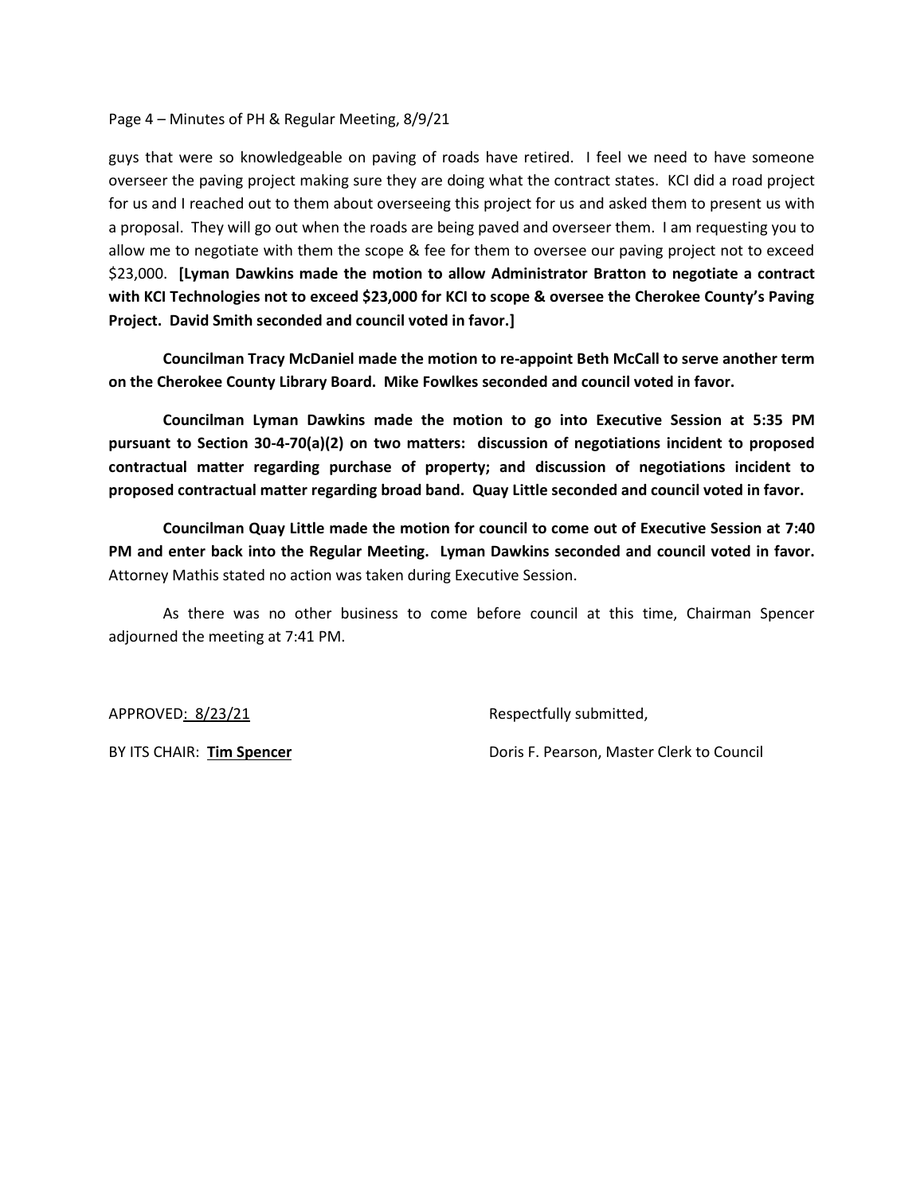guys that were so knowledgeable on paving of roads have retired. I feel we need to have someone overseer the paving project making sure they are doing what the contract states. KCI did a road project for us and I reached out to them about overseeing this project for us and asked them to present us with a proposal. They will go out when the roads are being paved and overseer them. I am requesting you to allow me to negotiate with them the scope & fee for them to oversee our paving project not to exceed $23,000. **[Lyman Dawkins made the motion to allow Administrator Bratton to negotiate a contract with KCI Technologies not to exceed $23,000 for KCI to scope & oversee the Cherokee County's Paving Project. David Smith seconded and council voted in favor.]**

**Councilman Tracy McDaniel made the motion to re-appoint Beth McCall to serve another term on the Cherokee County Library Board. Mike Fowlkes seconded and council voted in favor.**

**Councilman Lyman Dawkins made the motion to go into Executive Session at 5:35 PM pursuant to Section 30-4-70(a)(2) on two matters: discussion of negotiations incident to proposed contractual matter regarding purchase of property; and discussion of negotiations incident to proposed contractual matter regarding broad band. Quay Little seconded and council voted in favor.**

**Councilman Quay Little made the motion for council to come out of Executive Session at 7:40 PM and enter back into the Regular Meeting. Lyman Dawkins seconded and council voted in favor.** Attorney Mathis stated no action was taken during Executive Session.

As there was no other business to come before council at this time, Chairman Spencer adjourned the meeting at 7:41 PM.

APPROVED: 8/23/21

BY ITS CHAIR: **Tim Spencer**

Respectfully submitted,

Doris F. Pearson, Master Clerk to Council